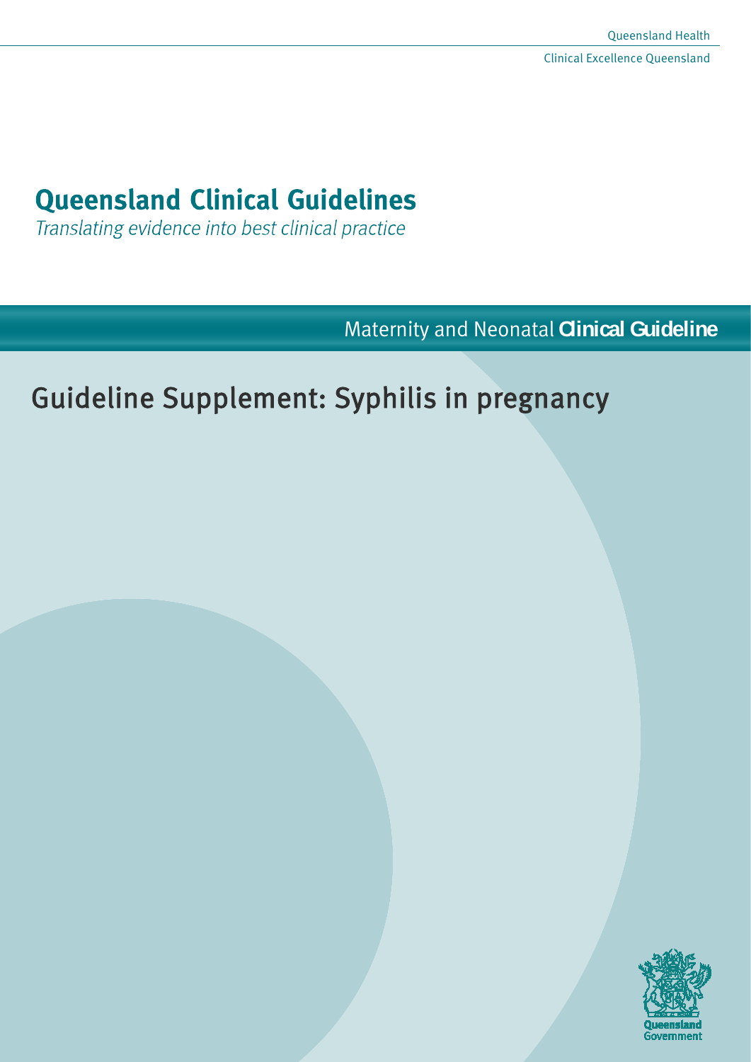Queensland Health

Clinical Excellence Queensland

# Queensland Clinical Guidelines

*Translating evidence into best clinical practice*

Maternity and Neonatal **Clinical Guideline**

## Guideline Supplement: Syphilis in pregnancy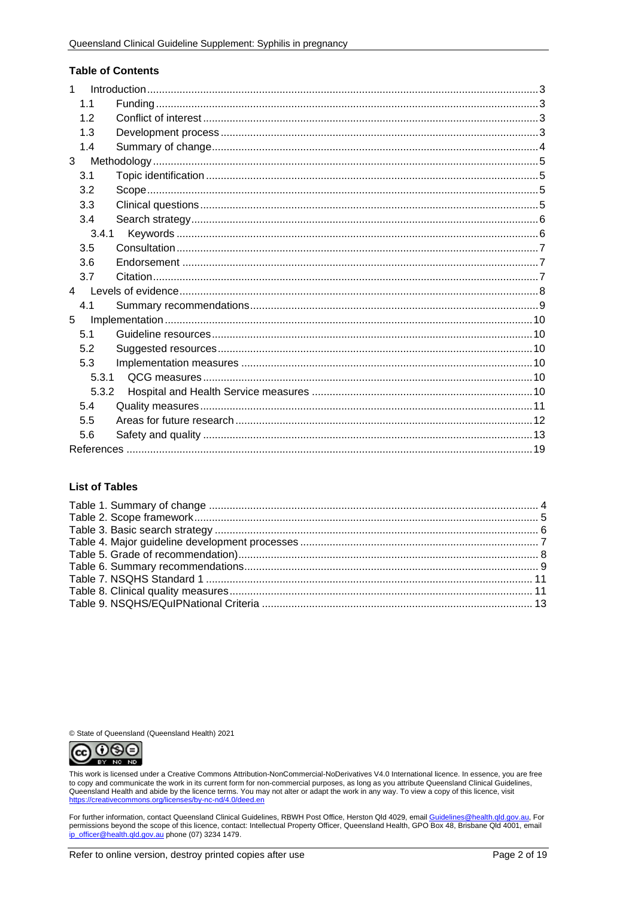## Table of Contents

1 Introduction ........ 3
- 1.1 Funding ........ 3
- 1.2 Conflict of interest ........ 3
- 1.3 Development process ........ 3
- 1.4 Summary of change ........ 4

3 Methodology ........ 5
- 3.1 Topic identification ........ 5
- 3.2 Scope ........ 5
- 3.3 Clinical questions ........ 5
- 3.4 Search strategy ........ 6
  - 3.4.1 Keywords ........ 6
- 3.5 Consultation ........ 7
- 3.6 Endorsement ........ 7
- 3.7 Citation ........ 7

4 Levels of evidence ........ 8
- 4.1 Summary recommendations ........ 9

5 Implementation ........ 10
- 5.1 Guideline resources ........ 10
- 5.2 Suggested resources ........ 10
- 5.3 Implementation measures ........ 10
  - 5.3.1 QCG measures ........ 10
  - 5.3.2 Hospital and Health Service measures ........ 10
- 5.4 Quality measures ........ 11
- 5.5 Areas for future research ........ 12
- 5.6 Safety and quality ........ 13

References ........ 19

## List of Tables

Table 1. Summary of change ........ 4
Table 2. Scope framework ........ 5
Table 3. Basic search strategy ........ 6
Table 4. Major guideline development processes ........ 7
Table 5. Grade of recommendation) ........ 8
Table 6. Summary recommendations ........ 9
Table 7. NSQHS Standard 1 ........ 11
Table 8. Clinical quality measures ........ 11
Table 9. NSQHS/EQuIPNational Criteria ........ 13

© State of Queensland (Queensland Health) 2021

This work is licensed under a Creative Commons Attribution-NonCommercial-NoDerivatives V4.0 International licence. In essence, you are free to copy and communicate the work in its current form for non-commercial purposes, as long as you attribute Queensland Clinical Guidelines, Queensland Health and abide by the licence terms. You may not alter or adapt the work in any way. To view a copy of this licence, visit https://creativecommons.org/licenses/by-nc-nd/4.0/deed.en

For further information, contact Queensland Clinical Guidelines, RBWH Post Office, Herston Qld 4029, email Guidelines@health.qld.gov.au, For permissions beyond the scope of this licence, contact: Intellectual Property Officer, Queensland Health, GPO Box 48, Brisbane Qld 4001, email ip_officer@health.qld.gov.au phone (07) 3234 1479.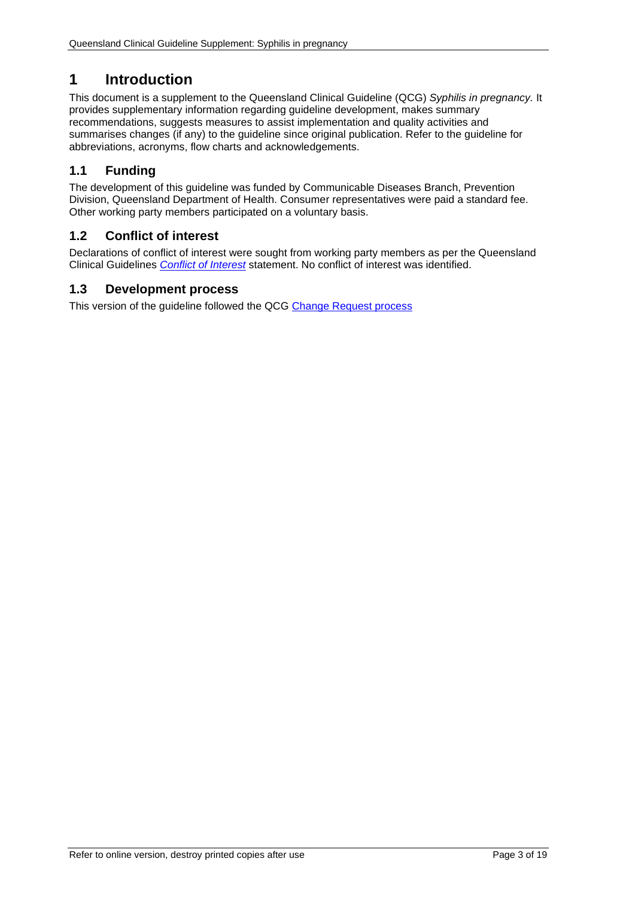# 1 Introduction

This document is a supplement to the Queensland Clinical Guideline (QCG) *Syphilis in pregnancy.* It provides supplementary information regarding guideline development, makes summary recommendations, suggests measures to assist implementation and quality activities and summarises changes (if any) to the guideline since original publication. Refer to the guideline for abbreviations, acronyms, flow charts and acknowledgements.

## 1.1 Funding

The development of this guideline was funded by Communicable Diseases Branch, Prevention Division, Queensland Department of Health. Consumer representatives were paid a standard fee. Other working party members participated on a voluntary basis.

## 1.2 Conflict of interest

Declarations of conflict of interest were sought from working party members as per the Queensland Clinical Guidelines *Conflict of Interest* statement. No conflict of interest was identified.

## 1.3 Development process

This version of the guideline followed the QCG Change Request process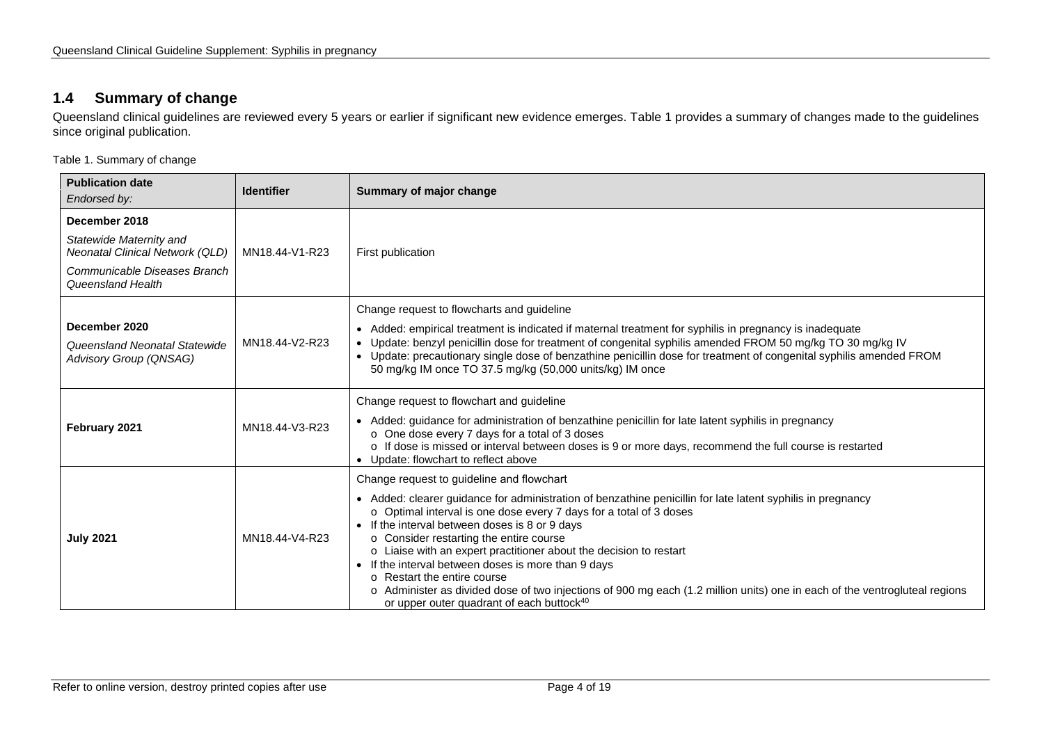## 1.4 Summary of change

Queensland clinical guidelines are reviewed every 5 years or earlier if significant new evidence emerges. Table 1 provides a summary of changes made to the guidelines since original publication.

Table 1. Summary of change

| **Publication date** *Endorsed by:* | **Identifier** | **Summary of major change** |
|---|---|---|
| **December 2018** *Statewide Maternity and Neonatal Clinical Network (QLD)* *Communicable Diseases Branch Queensland Health* | MN18.44-V1-R23 | First publication |
| **December 2020** *Queensland Neonatal Statewide Advisory Group (QNSAG)* | MN18.44-V2-R23 | Change request to flowcharts and guideline<br>• Added: empirical treatment is indicated if maternal treatment for syphilis in pregnancy is inadequate<br>• Update: benzyl penicillin dose for treatment of congenital syphilis amended FROM 50 mg/kg TO 30 mg/kg IV<br>• Update: precautionary single dose of benzathine penicillin dose for treatment of congenital syphilis amended FROM 50 mg/kg IM once TO 37.5 mg/kg (50,000 units/kg) IM once |
| **February 2021** | MN18.44-V3-R23 | Change request to flowchart and guideline<br>• Added: guidance for administration of benzathine penicillin for late latent syphilis in pregnancy<br>&nbsp;&nbsp;o One dose every 7 days for a total of 3 doses<br>&nbsp;&nbsp;o If dose is missed or interval between doses is 9 or more days, recommend the full course is restarted<br>• Update: flowchart to reflect above |
| **July 2021** | MN18.44-V4-R23 | Change request to guideline and flowchart<br>• Added: clearer guidance for administration of benzathine penicillin for late latent syphilis in pregnancy<br>&nbsp;&nbsp;o Optimal interval is one dose every 7 days for a total of 3 doses<br>• If the interval between doses is 8 or 9 days<br>&nbsp;&nbsp;o Consider restarting the entire course<br>&nbsp;&nbsp;o Liaise with an expert practitioner about the decision to restart<br>• If the interval between doses is more than 9 days<br>&nbsp;&nbsp;o Restart the entire course<br>&nbsp;&nbsp;o Administer as divided dose of two injections of 900 mg each (1.2 million units) one in each of the ventrogluteal regions or upper outer quadrant of each buttock[40] |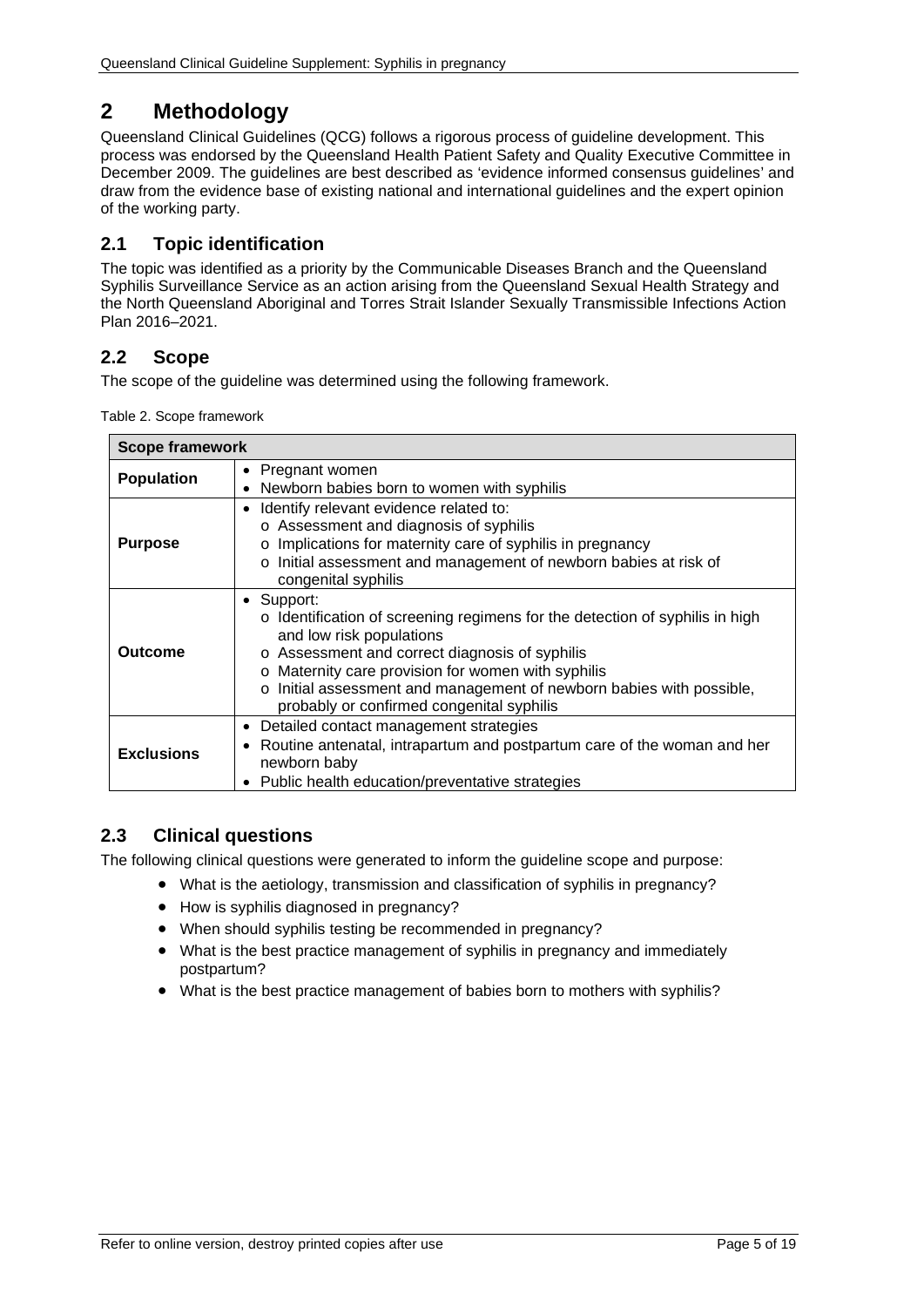# 2 Methodology

Queensland Clinical Guidelines (QCG) follows a rigorous process of guideline development. This process was endorsed by the Queensland Health Patient Safety and Quality Executive Committee in December 2009. The guidelines are best described as 'evidence informed consensus guidelines' and draw from the evidence base of existing national and international guidelines and the expert opinion of the working party.

## 2.1 Topic identification

The topic was identified as a priority by the Communicable Diseases Branch and the Queensland Syphilis Surveillance Service as an action arising from the Queensland Sexual Health Strategy and the North Queensland Aboriginal and Torres Strait Islander Sexually Transmissible Infections Action Plan 2016–2021.

## 2.2 Scope

The scope of the guideline was determined using the following framework.

Table 2. Scope framework

| Scope framework | |
|---|---|
| **Population** | • Pregnant women<br>• Newborn babies born to women with syphilis |
| **Purpose** | • Identify relevant evidence related to:<br>o Assessment and diagnosis of syphilis<br>o Implications for maternity care of syphilis in pregnancy<br>o Initial assessment and management of newborn babies at risk of congenital syphilis |
| **Outcome** | • Support:<br>o Identification of screening regimens for the detection of syphilis in high and low risk populations<br>o Assessment and correct diagnosis of syphilis<br>o Maternity care provision for women with syphilis<br>o Initial assessment and management of newborn babies with possible, probably or confirmed congenital syphilis |
| **Exclusions** | • Detailed contact management strategies<br>• Routine antenatal, intrapartum and postpartum care of the woman and her newborn baby<br>• Public health education/preventative strategies |

## 2.3 Clinical questions

The following clinical questions were generated to inform the guideline scope and purpose:

- What is the aetiology, transmission and classification of syphilis in pregnancy?
- How is syphilis diagnosed in pregnancy?
- When should syphilis testing be recommended in pregnancy?
- What is the best practice management of syphilis in pregnancy and immediately postpartum?
- What is the best practice management of babies born to mothers with syphilis?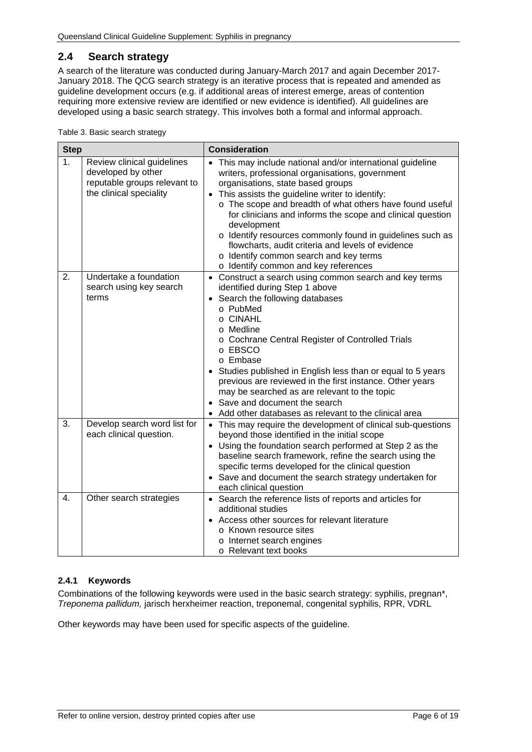## 2.4 Search strategy

A search of the literature was conducted during January-March 2017 and again December 2017-January 2018. The QCG search strategy is an iterative process that is repeated and amended as guideline development occurs (e.g. if additional areas of interest emerge, areas of contention requiring more extensive review are identified or new evidence is identified). All guidelines are developed using a basic search strategy. This involves both a formal and informal approach.

Table 3. Basic search strategy

| Step | | Consideration |
|---|---|---|
| 1. | Review clinical guidelines developed by other reputable groups relevant to the clinical speciality | • This may include national and/or international guideline writers, professional organisations, government organisations, state based groups<br>• This assists the guideline writer to identify:<br>  o The scope and breadth of what others have found useful for clinicians and informs the scope and clinical question development<br>  o Identify resources commonly found in guidelines such as flowcharts, audit criteria and levels of evidence<br>  o Identify common search and key terms<br>  o Identify common and key references |
| 2. | Undertake a foundation search using key search terms | • Construct a search using common search and key terms identified during Step 1 above<br>• Search the following databases<br>  o PubMed<br>  o CINAHL<br>  o Medline<br>  o Cochrane Central Register of Controlled Trials<br>  o EBSCO<br>  o Embase<br>• Studies published in English less than or equal to 5 years previous are reviewed in the first instance. Other years may be searched as are relevant to the topic<br>• Save and document the search<br>• Add other databases as relevant to the clinical area |
| 3. | Develop search word list for each clinical question. | • This may require the development of clinical sub-questions beyond those identified in the initial scope<br>• Using the foundation search performed at Step 2 as the baseline search framework, refine the search using the specific terms developed for the clinical question<br>• Save and document the search strategy undertaken for each clinical question |
| 4. | Other search strategies | • Search the reference lists of reports and articles for additional studies<br>• Access other sources for relevant literature<br>  o Known resource sites<br>  o Internet search engines<br>  o Relevant text books |

### 2.4.1 Keywords

Combinations of the following keywords were used in the basic search strategy: syphilis, pregnan*, *Treponema pallidum,* jarisch herxheimer reaction, treponemal, congenital syphilis, RPR, VDRL

Other keywords may have been used for specific aspects of the guideline.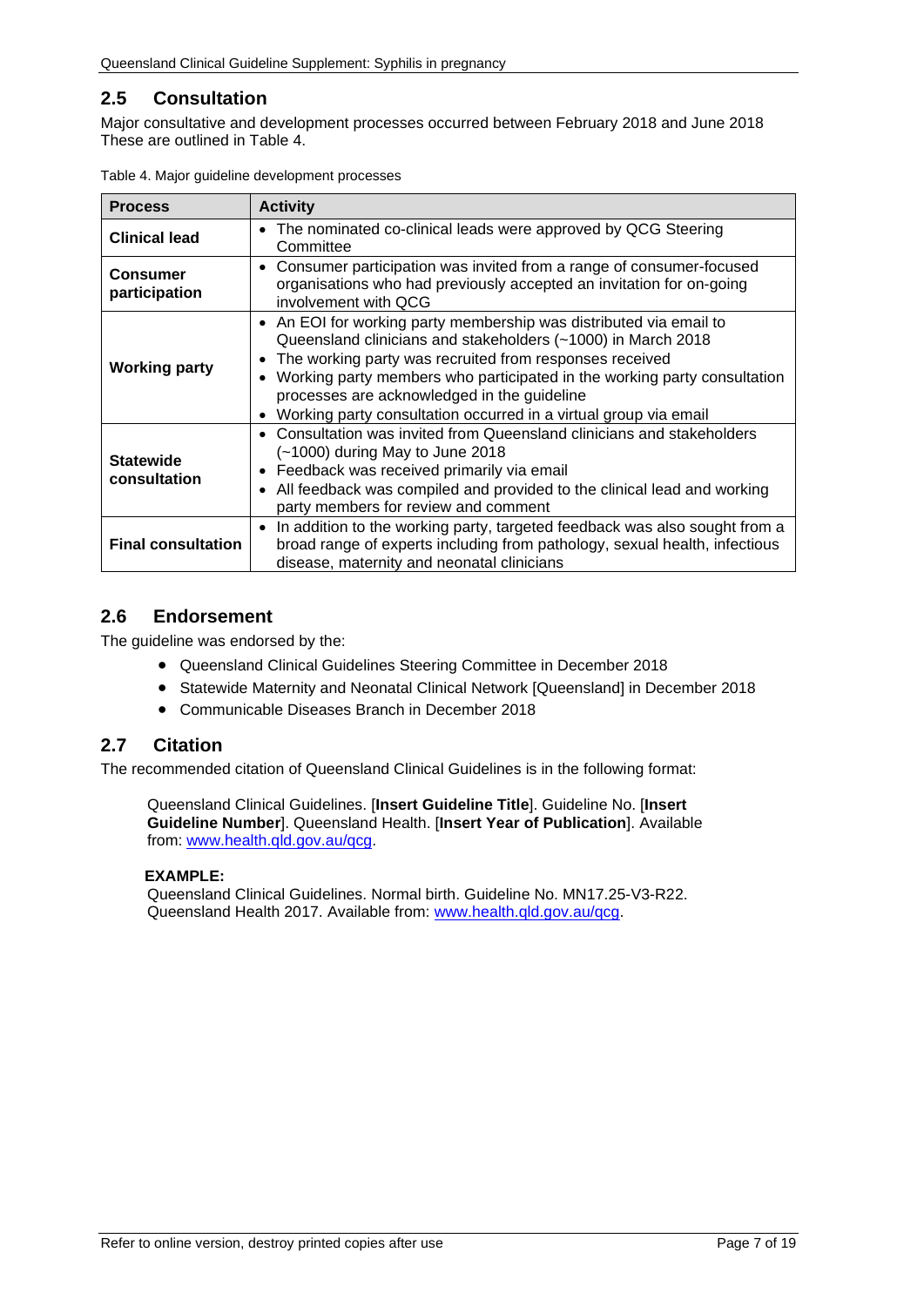## 2.5 Consultation

Major consultative and development processes occurred between February 2018 and June 2018 These are outlined in Table 4.

Table 4. Major guideline development processes

| Process | Activity |
|---|---|
| **Clinical lead** | • The nominated co-clinical leads were approved by QCG Steering Committee |
| **Consumer participation** | • Consumer participation was invited from a range of consumer-focused organisations who had previously accepted an invitation for on-going involvement with QCG |
| **Working party** | • An EOI for working party membership was distributed via email to Queensland clinicians and stakeholders (~1000) in March 2018<br>• The working party was recruited from responses received<br>• Working party members who participated in the working party consultation processes are acknowledged in the guideline<br>• Working party consultation occurred in a virtual group via email |
| **Statewide consultation** | • Consultation was invited from Queensland clinicians and stakeholders (~1000) during May to June 2018<br>• Feedback was received primarily via email<br>• All feedback was compiled and provided to the clinical lead and working party members for review and comment |
| **Final consultation** | • In addition to the working party, targeted feedback was also sought from a broad range of experts including from pathology, sexual health, infectious disease, maternity and neonatal clinicians |

## 2.6 Endorsement

The guideline was endorsed by the:

- Queensland Clinical Guidelines Steering Committee in December 2018
- Statewide Maternity and Neonatal Clinical Network [Queensland] in December 2018
- Communicable Diseases Branch in December 2018

## 2.7 Citation

The recommended citation of Queensland Clinical Guidelines is in the following format:

> Queensland Clinical Guidelines. [**Insert Guideline Title**]. Guideline No. [**Insert Guideline Number**]. Queensland Health. [**Insert Year of Publication**]. Available from: [www.health.qld.gov.au/qcg](www.health.qld.gov.au/qcg).
>
> **EXAMPLE:**
> Queensland Clinical Guidelines. Normal birth. Guideline No. MN17.25-V3-R22. Queensland Health 2017. Available from: [www.health.qld.gov.au/qcg](www.health.qld.gov.au/qcg).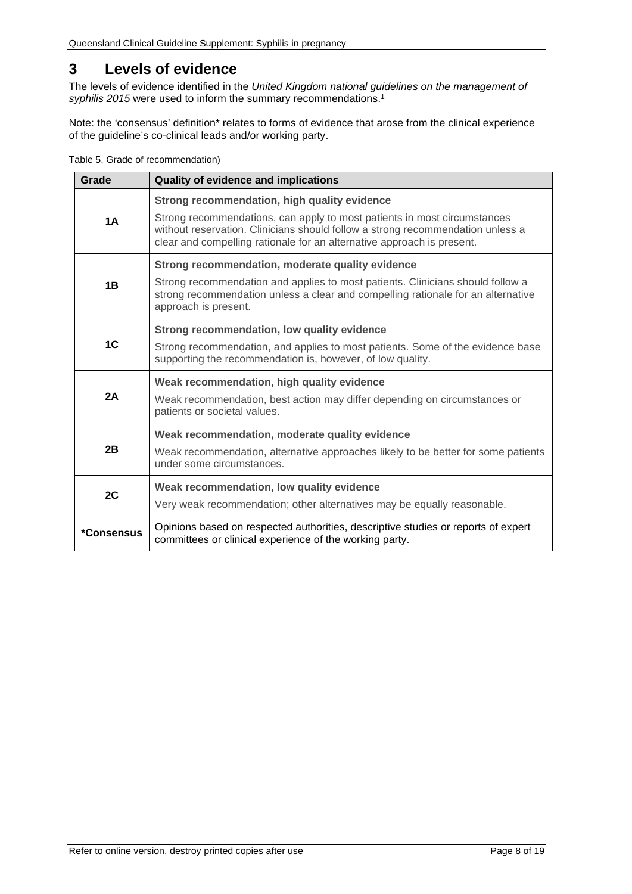# 3 Levels of evidence

The levels of evidence identified in the *United Kingdom national guidelines on the management of syphilis 2015* were used to inform the summary recommendations.[1]

Note: the 'consensus' definition* relates to forms of evidence that arose from the clinical experience of the guideline's co-clinical leads and/or working party.

Table 5. Grade of recommendation)

| Grade | Quality of evidence and implications |
|---|---|
| **1A** | **Strong recommendation, high quality evidence**<br>Strong recommendations, can apply to most patients in most circumstances without reservation. Clinicians should follow a strong recommendation unless a clear and compelling rationale for an alternative approach is present. |
| **1B** | **Strong recommendation, moderate quality evidence**<br>Strong recommendation and applies to most patients. Clinicians should follow a strong recommendation unless a clear and compelling rationale for an alternative approach is present. |
| **1C** | **Strong recommendation, low quality evidence**<br>Strong recommendation, and applies to most patients. Some of the evidence base supporting the recommendation is, however, of low quality. |
| **2A** | **Weak recommendation, high quality evidence**<br>Weak recommendation, best action may differ depending on circumstances or patients or societal values. |
| **2B** | **Weak recommendation, moderate quality evidence**<br>Weak recommendation, alternative approaches likely to be better for some patients under some circumstances. |
| **2C** | **Weak recommendation, low quality evidence**<br>Very weak recommendation; other alternatives may be equally reasonable. |
| ***Consensus** | Opinions based on respected authorities, descriptive studies or reports of expert committees or clinical experience of the working party. |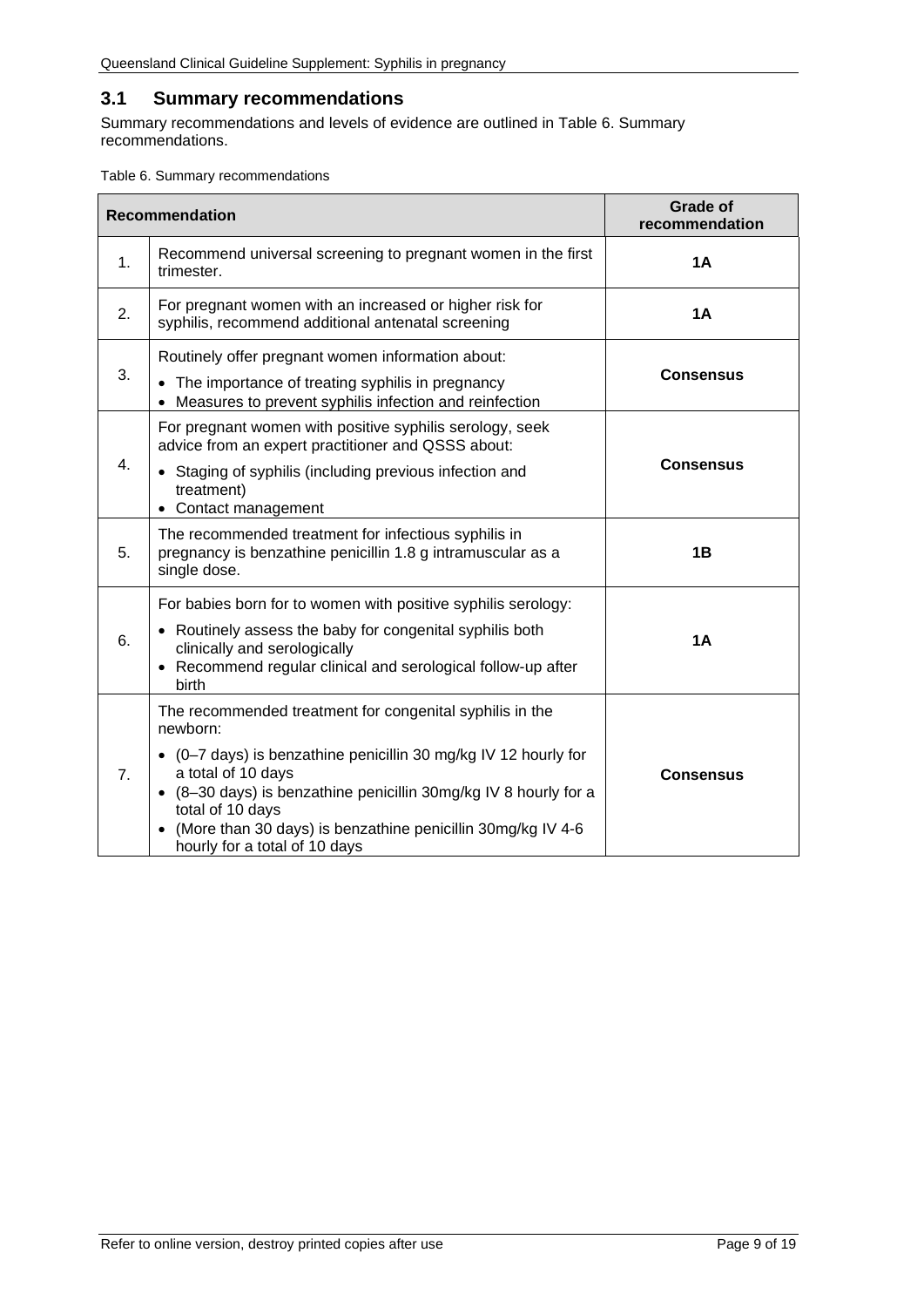## 3.1 Summary recommendations

Summary recommendations and levels of evidence are outlined in Table 6. Summary recommendations.

Table 6. Summary recommendations

| Recommendation | | Grade of recommendation |
|---|---|---|
| 1. | Recommend universal screening to pregnant women in the first trimester. | **1A** |
| 2. | For pregnant women with an increased or higher risk for syphilis, recommend additional antenatal screening | **1A** |
| 3. | Routinely offer pregnant women information about:<br>• The importance of treating syphilis in pregnancy<br>• Measures to prevent syphilis infection and reinfection | **Consensus** |
| 4. | For pregnant women with positive syphilis serology, seek advice from an expert practitioner and QSSS about:<br>• Staging of syphilis (including previous infection and treatment)<br>• Contact management | **Consensus** |
| 5. | The recommended treatment for infectious syphilis in pregnancy is benzathine penicillin 1.8 g intramuscular as a single dose. | **1B** |
| 6. | For babies born for to women with positive syphilis serology:<br>• Routinely assess the baby for congenital syphilis both clinically and serologically<br>• Recommend regular clinical and serological follow-up after birth | **1A** |
| 7. | The recommended treatment for congenital syphilis in the newborn:<br>• (0–7 days) is benzathine penicillin 30 mg/kg IV 12 hourly for a total of 10 days<br>• (8–30 days) is benzathine penicillin 30mg/kg IV 8 hourly for a total of 10 days<br>• (More than 30 days) is benzathine penicillin 30mg/kg IV 4-6 hourly for a total of 10 days | **Consensus** |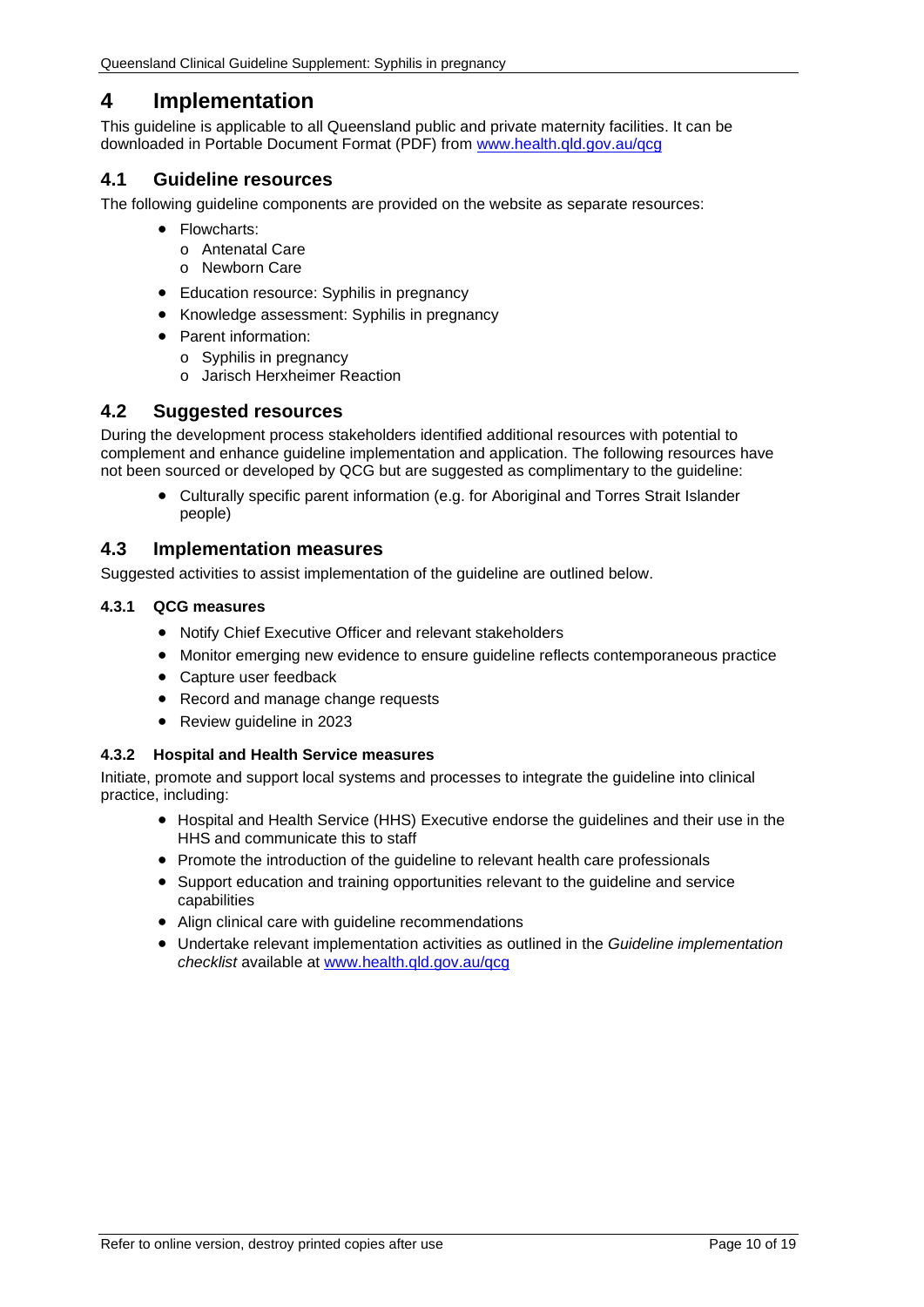# 4 Implementation

This guideline is applicable to all Queensland public and private maternity facilities. It can be downloaded in Portable Document Format (PDF) from [www.health.qld.gov.au/qcg](www.health.qld.gov.au/qcg)

## 4.1 Guideline resources

The following guideline components are provided on the website as separate resources:

- Flowcharts:
  - Antenatal Care
  - Newborn Care
- Education resource: Syphilis in pregnancy
- Knowledge assessment: Syphilis in pregnancy
- Parent information:
  - Syphilis in pregnancy
  - Jarisch Herxheimer Reaction

## 4.2 Suggested resources

During the development process stakeholders identified additional resources with potential to complement and enhance guideline implementation and application. The following resources have not been sourced or developed by QCG but are suggested as complimentary to the guideline:

- Culturally specific parent information (e.g. for Aboriginal and Torres Strait Islander people)

## 4.3 Implementation measures

Suggested activities to assist implementation of the guideline are outlined below.

### 4.3.1 QCG measures

- Notify Chief Executive Officer and relevant stakeholders
- Monitor emerging new evidence to ensure guideline reflects contemporaneous practice
- Capture user feedback
- Record and manage change requests
- Review guideline in 2023

### 4.3.2 Hospital and Health Service measures

Initiate, promote and support local systems and processes to integrate the guideline into clinical practice, including:

- Hospital and Health Service (HHS) Executive endorse the guidelines and their use in the HHS and communicate this to staff
- Promote the introduction of the guideline to relevant health care professionals
- Support education and training opportunities relevant to the guideline and service capabilities
- Align clinical care with guideline recommendations
- Undertake relevant implementation activities as outlined in the *Guideline implementation checklist* available at [www.health.qld.gov.au/qcg](www.health.qld.gov.au/qcg)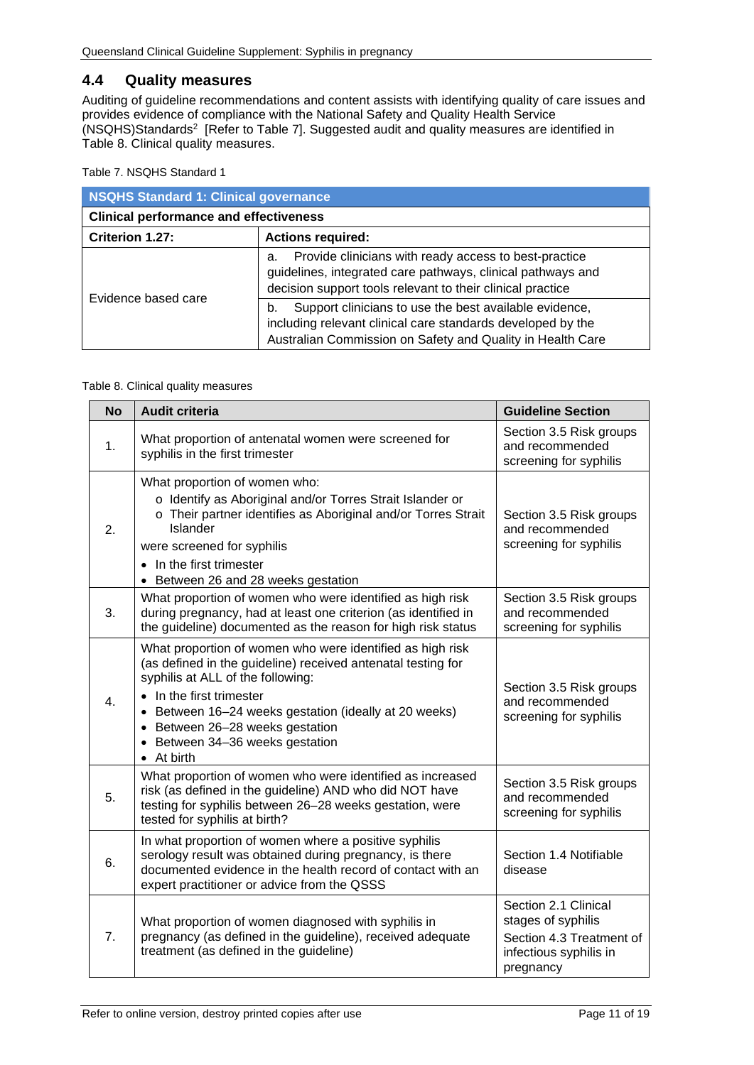## 4.4 Quality measures

Auditing of guideline recommendations and content assists with identifying quality of care issues and provides evidence of compliance with the National Safety and Quality Health Service (NSQHS)Standards[2] [Refer to Table 7]. Suggested audit and quality measures are identified in Table 8. Clinical quality measures.

Table 7. NSQHS Standard 1

| NSQHS Standard 1: Clinical governance | |
|---|---|
| **Clinical performance and effectiveness** | |
| **Criterion 1.27:** | **Actions required:** |
| Evidence based care | a. Provide clinicians with ready access to best-practice guidelines, integrated care pathways, clinical pathways and decision support tools relevant to their clinical practice |
| | b. Support clinicians to use the best available evidence, including relevant clinical care standards developed by the Australian Commission on Safety and Quality in Health Care |

Table 8. Clinical quality measures

| No | Audit criteria | Guideline Section |
|---|---|---|
| 1. | What proportion of antenatal women were screened for syphilis in the first trimester | Section 3.5 Risk groups and recommended screening for syphilis |
| 2. | What proportion of women who:<br>o Identify as Aboriginal and/or Torres Strait Islander or<br>o Their partner identifies as Aboriginal and/or Torres Strait Islander<br>were screened for syphilis<br>• In the first trimester<br>• Between 26 and 28 weeks gestation | Section 3.5 Risk groups and recommended screening for syphilis |
| 3. | What proportion of women who were identified as high risk during pregnancy, had at least one criterion (as identified in the guideline) documented as the reason for high risk status | Section 3.5 Risk groups and recommended screening for syphilis |
| 4. | What proportion of women who were identified as high risk (as defined in the guideline) received antenatal testing for syphilis at ALL of the following:<br>• In the first trimester<br>• Between 16–24 weeks gestation (ideally at 20 weeks)<br>• Between 26–28 weeks gestation<br>• Between 34–36 weeks gestation<br>• At birth | Section 3.5 Risk groups and recommended screening for syphilis |
| 5. | What proportion of women who were identified as increased risk (as defined in the guideline) AND who did NOT have testing for syphilis between 26–28 weeks gestation, were tested for syphilis at birth? | Section 3.5 Risk groups and recommended screening for syphilis |
| 6. | In what proportion of women where a positive syphilis serology result was obtained during pregnancy, is there documented evidence in the health record of contact with an expert practitioner or advice from the QSSS | Section 1.4 Notifiable disease |
| 7. | What proportion of women diagnosed with syphilis in pregnancy (as defined in the guideline), received adequate treatment (as defined in the guideline) | Section 2.1 Clinical stages of syphilis<br>Section 4.3 Treatment of infectious syphilis in pregnancy |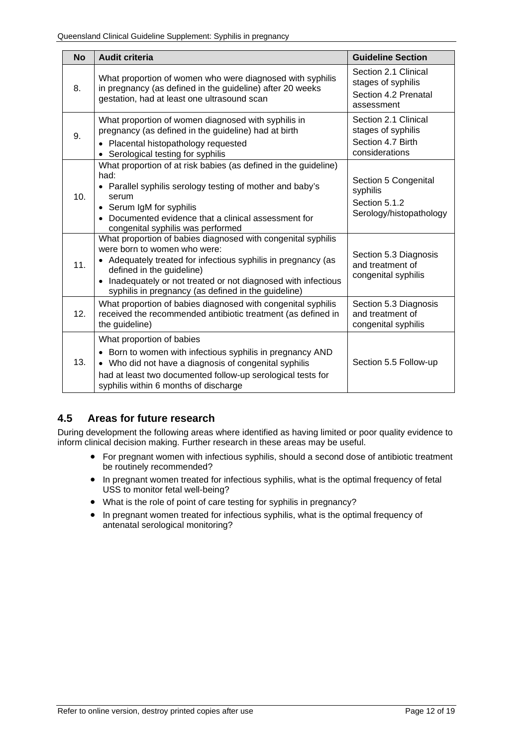| No | Audit criteria | Guideline Section |
|---|---|---|
| 8. | What proportion of women who were diagnosed with syphilis in pregnancy (as defined in the guideline) after 20 weeks gestation, had at least one ultrasound scan | Section 2.1 Clinical stages of syphilis<br>Section 4.2 Prenatal assessment |
| 9. | What proportion of women diagnosed with syphilis in pregnancy (as defined in the guideline) had at birth<br>• Placental histopathology requested<br>• Serological testing for syphilis | Section 2.1 Clinical stages of syphilis<br>Section 4.7 Birth considerations |
| 10. | What proportion of at risk babies (as defined in the guideline) had:<br>• Parallel syphilis serology testing of mother and baby's serum<br>• Serum IgM for syphilis<br>• Documented evidence that a clinical assessment for congenital syphilis was performed | Section 5 Congenital syphilis<br>Section 5.1.2 Serology/histopathology |
| 11. | What proportion of babies diagnosed with congenital syphilis were born to women who were:<br>• Adequately treated for infectious syphilis in pregnancy (as defined in the guideline)<br>• Inadequately or not treated or not diagnosed with infectious syphilis in pregnancy (as defined in the guideline) | Section 5.3 Diagnosis and treatment of congenital syphilis |
| 12. | What proportion of babies diagnosed with congenital syphilis received the recommended antibiotic treatment (as defined in the guideline) | Section 5.3 Diagnosis and treatment of congenital syphilis |
| 13. | What proportion of babies<br>• Born to women with infectious syphilis in pregnancy AND<br>• Who did not have a diagnosis of congenital syphilis<br>had at least two documented follow-up serological tests for syphilis within 6 months of discharge | Section 5.5 Follow-up |

## 4.5 Areas for future research

During development the following areas where identified as having limited or poor quality evidence to inform clinical decision making. Further research in these areas may be useful.

- For pregnant women with infectious syphilis, should a second dose of antibiotic treatment be routinely recommended?
- In pregnant women treated for infectious syphilis, what is the optimal frequency of fetal USS to monitor fetal well-being?
- What is the role of point of care testing for syphilis in pregnancy?
- In pregnant women treated for infectious syphilis, what is the optimal frequency of antenatal serological monitoring?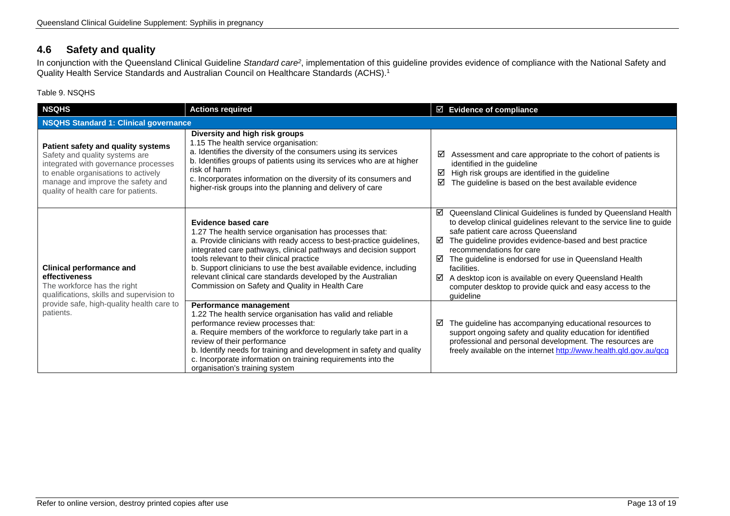## 4.6 Safety and quality

In conjunction with the Queensland Clinical Guideline *Standard care*[2], implementation of this guideline provides evidence of compliance with the National Safety and Quality Health Service Standards and Australian Council on Healthcare Standards (ACHS).[1]

Table 9. NSQHS

| NSQHS | Actions required | ☑ Evidence of compliance |
|---|---|---|
| **NSQHS Standard 1: Clinical governance** | | |
| **Patient safety and quality systems**<br>Safety and quality systems are integrated with governance processes to enable organisations to actively manage and improve the safety and quality of health care for patients. | **Diversity and high risk groups**<br>1.15 The health service organisation:<br>a. Identifies the diversity of the consumers using its services<br>b. Identifies groups of patients using its services who are at higher risk of harm<br>c. Incorporates information on the diversity of its consumers and higher-risk groups into the planning and delivery of care | ☑ Assessment and care appropriate to the cohort of patients is identified in the guideline<br>☑ High risk groups are identified in the guideline<br>☑ The guideline is based on the best available evidence |
| **Clinical performance and effectiveness**<br>The workforce has the right qualifications, skills and supervision to provide safe, high-quality health care to patients. | **Evidence based care**<br>1.27 The health service organisation has processes that:<br>a. Provide clinicians with ready access to best-practice guidelines, integrated care pathways, clinical pathways and decision support tools relevant to their clinical practice<br>b. Support clinicians to use the best available evidence, including relevant clinical care standards developed by the Australian Commission on Safety and Quality in Health Care | ☑ Queensland Clinical Guidelines is funded by Queensland Health to develop clinical guidelines relevant to the service line to guide safe patient care across Queensland<br>☑ The guideline provides evidence-based and best practice recommendations for care<br>☑ The guideline is endorsed for use in Queensland Health facilities.<br>☑ A desktop icon is available on every Queensland Health computer desktop to provide quick and easy access to the guideline |
| | **Performance management**<br>1.22 The health service organisation has valid and reliable performance review processes that:<br>a. Require members of the workforce to regularly take part in a review of their performance<br>b. Identify needs for training and development in safety and quality<br>c. Incorporate information on training requirements into the organisation's training system | ☑ The guideline has accompanying educational resources to support ongoing safety and quality education for identified professional and personal development. The resources are freely available on the internet http://www.health.qld.gov.au/qcg |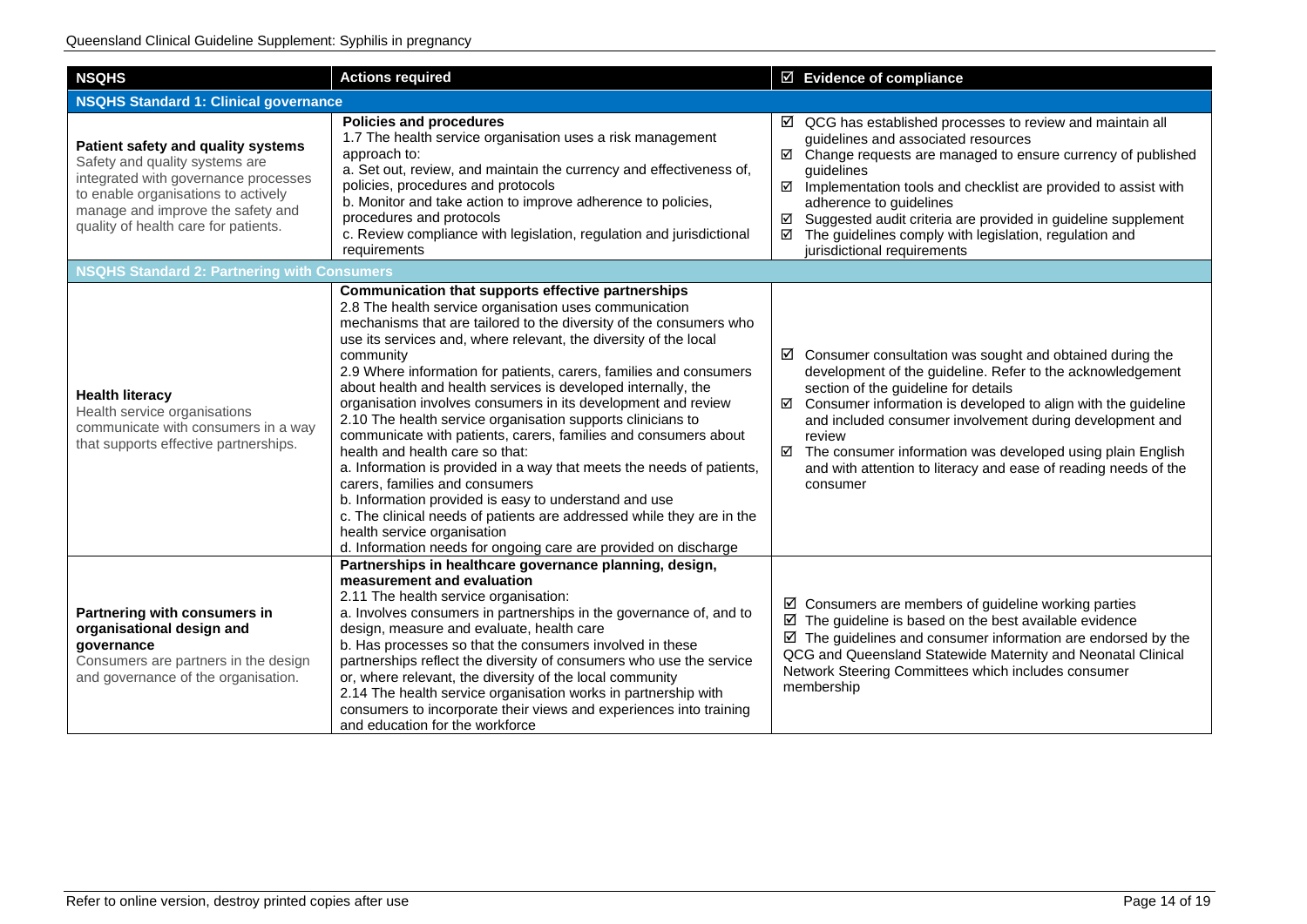| NSQHS | Actions required | ☑ Evidence of compliance |
|---|---|---|
| **NSQHS Standard 1: Clinical governance** | | |
| **Patient safety and quality systems**<br>Safety and quality systems are integrated with governance processes to enable organisations to actively manage and improve the safety and quality of health care for patients. | **Policies and procedures**<br>1.7 The health service organisation uses a risk management approach to:<br>a. Set out, review, and maintain the currency and effectiveness of, policies, procedures and protocols<br>b. Monitor and take action to improve adherence to policies, procedures and protocols<br>c. Review compliance with legislation, regulation and jurisdictional requirements | ☑ QCG has established processes to review and maintain all guidelines and associated resources<br>☑ Change requests are managed to ensure currency of published guidelines<br>☑ Implementation tools and checklist are provided to assist with adherence to guidelines<br>☑ Suggested audit criteria are provided in guideline supplement<br>☑ The guidelines comply with legislation, regulation and jurisdictional requirements |
| **NSQHS Standard 2: Partnering with Consumers** | | |
| **Health literacy**<br>Health service organisations communicate with consumers in a way that supports effective partnerships. | **Communication that supports effective partnerships**<br>2.8 The health service organisation uses communication mechanisms that are tailored to the diversity of the consumers who use its services and, where relevant, the diversity of the local community<br>2.9 Where information for patients, carers, families and consumers about health and health services is developed internally, the organisation involves consumers in its development and review<br>2.10 The health service organisation supports clinicians to communicate with patients, carers, families and consumers about health and health care so that:<br>a. Information is provided in a way that meets the needs of patients, carers, families and consumers<br>b. Information provided is easy to understand and use<br>c. The clinical needs of patients are addressed while they are in the health service organisation<br>d. Information needs for ongoing care are provided on discharge | ☑ Consumer consultation was sought and obtained during the development of the guideline. Refer to the acknowledgement section of the guideline for details<br>☑ Consumer information is developed to align with the guideline and included consumer involvement during development and review<br>☑ The consumer information was developed using plain English and with attention to literacy and ease of reading needs of the consumer |
| **Partnering with consumers in organisational design and governance**<br>Consumers are partners in the design and governance of the organisation. | **Partnerships in healthcare governance planning, design, measurement and evaluation**<br>2.11 The health service organisation:<br>a. Involves consumers in partnerships in the governance of, and to design, measure and evaluate, health care<br>b. Has processes so that the consumers involved in these partnerships reflect the diversity of consumers who use the service or, where relevant, the diversity of the local community<br>2.14 The health service organisation works in partnership with consumers to incorporate their views and experiences into training and education for the workforce | ☑ Consumers are members of guideline working parties<br>☑ The guideline is based on the best available evidence<br>☑ The guidelines and consumer information are endorsed by the QCG and Queensland Statewide Maternity and Neonatal Clinical Network Steering Committees which includes consumer membership |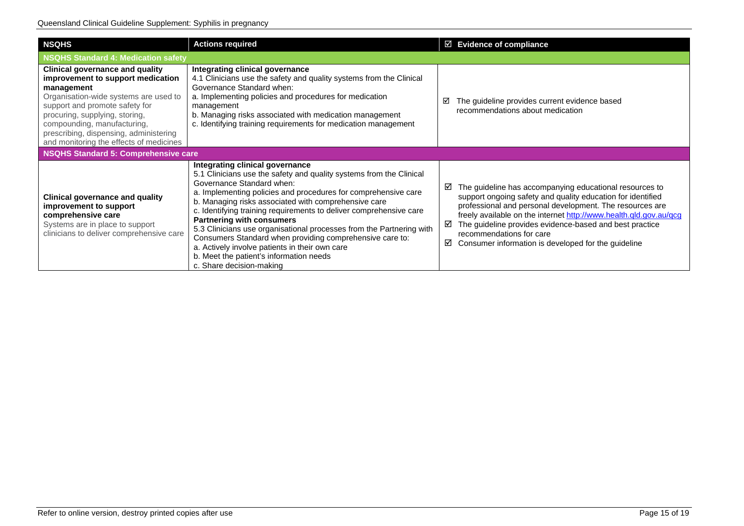| NSQHS | Actions required | ☑ Evidence of compliance |
|---|---|---|
| **NSQHS Standard 4: Medication safety** | | |
| **Clinical governance and quality improvement to support medication management**<br>Organisation-wide systems are used to support and promote safety for procuring, supplying, storing, compounding, manufacturing, prescribing, dispensing, administering and monitoring the effects of medicines | **Integrating clinical governance**<br>4.1 Clinicians use the safety and quality systems from the Clinical Governance Standard when:<br>a. Implementing policies and procedures for medication management<br>b. Managing risks associated with medication management<br>c. Identifying training requirements for medication management | ☑ The guideline provides current evidence based recommendations about medication |
| **NSQHS Standard 5: Comprehensive care** | | |
| **Clinical governance and quality improvement to support comprehensive care**<br>Systems are in place to support clinicians to deliver comprehensive care | **Integrating clinical governance**<br>5.1 Clinicians use the safety and quality systems from the Clinical Governance Standard when:<br>a. Implementing policies and procedures for comprehensive care<br>b. Managing risks associated with comprehensive care<br>c. Identifying training requirements to deliver comprehensive care<br>**Partnering with consumers**<br>5.3 Clinicians use organisational processes from the Partnering with Consumers Standard when providing comprehensive care to:<br>a. Actively involve patients in their own care<br>b. Meet the patient's information needs<br>c. Share decision-making | ☑ The guideline has accompanying educational resources to support ongoing safety and quality education for identified professional and personal development. The resources are freely available on the internet http://www.health.qld.gov.au/qcg<br>☑ The guideline provides evidence-based and best practice recommendations for care<br>☑ Consumer information is developed for the guideline |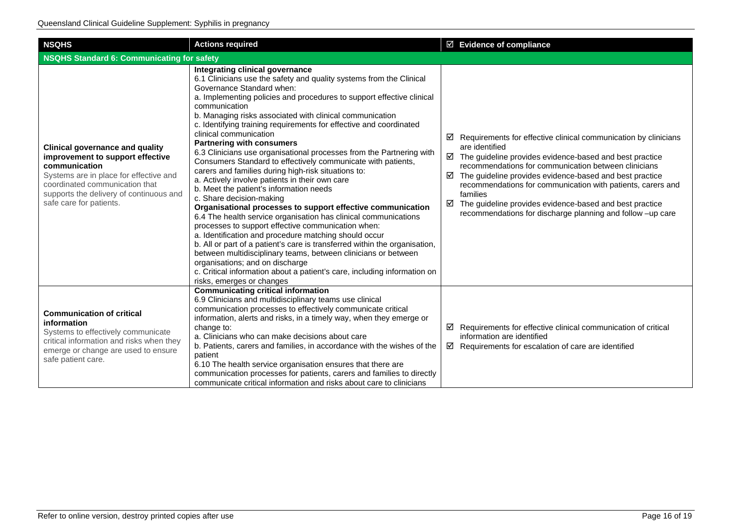| NSQHS | Actions required | ☑ Evidence of compliance |
|---|---|---|
| **NSQHS Standard 6: Communicating for safety** | | |
| **Clinical governance and quality improvement to support effective communication**<br>Systems are in place for effective and coordinated communication that supports the delivery of continuous and safe care for patients. | **Integrating clinical governance**<br>6.1 Clinicians use the safety and quality systems from the Clinical Governance Standard when:<br>a. Implementing policies and procedures to support effective clinical communication<br>b. Managing risks associated with clinical communication<br>c. Identifying training requirements for effective and coordinated clinical communication<br>**Partnering with consumers**<br>6.3 Clinicians use organisational processes from the Partnering with Consumers Standard to effectively communicate with patients, carers and families during high-risk situations to:<br>a. Actively involve patients in their own care<br>b. Meet the patient's information needs<br>c. Share decision-making<br>**Organisational processes to support effective communication**<br>6.4 The health service organisation has clinical communications processes to support effective communication when:<br>a. Identification and procedure matching should occur<br>b. All or part of a patient's care is transferred within the organisation, between multidisciplinary teams, between clinicians or between organisations; and on discharge<br>c. Critical information about a patient's care, including information on risks, emerges or changes | ☑ Requirements for effective clinical communication by clinicians are identified<br>☑ The guideline provides evidence-based and best practice recommendations for communication between clinicians<br>☑ The guideline provides evidence-based and best practice recommendations for communication with patients, carers and families<br>☑ The guideline provides evidence-based and best practice recommendations for discharge planning and follow –up care |
| **Communication of critical information**<br>Systems to effectively communicate critical information and risks when they emerge or change are used to ensure safe patient care. | **Communicating critical information**<br>6.9 Clinicians and multidisciplinary teams use clinical communication processes to effectively communicate critical information, alerts and risks, in a timely way, when they emerge or change to:<br>a. Clinicians who can make decisions about care<br>b. Patients, carers and families, in accordance with the wishes of the patient<br>6.10 The health service organisation ensures that there are communication processes for patients, carers and families to directly communicate critical information and risks about care to clinicians | ☑ Requirements for effective clinical communication of critical information are identified<br>☑ Requirements for escalation of care are identified |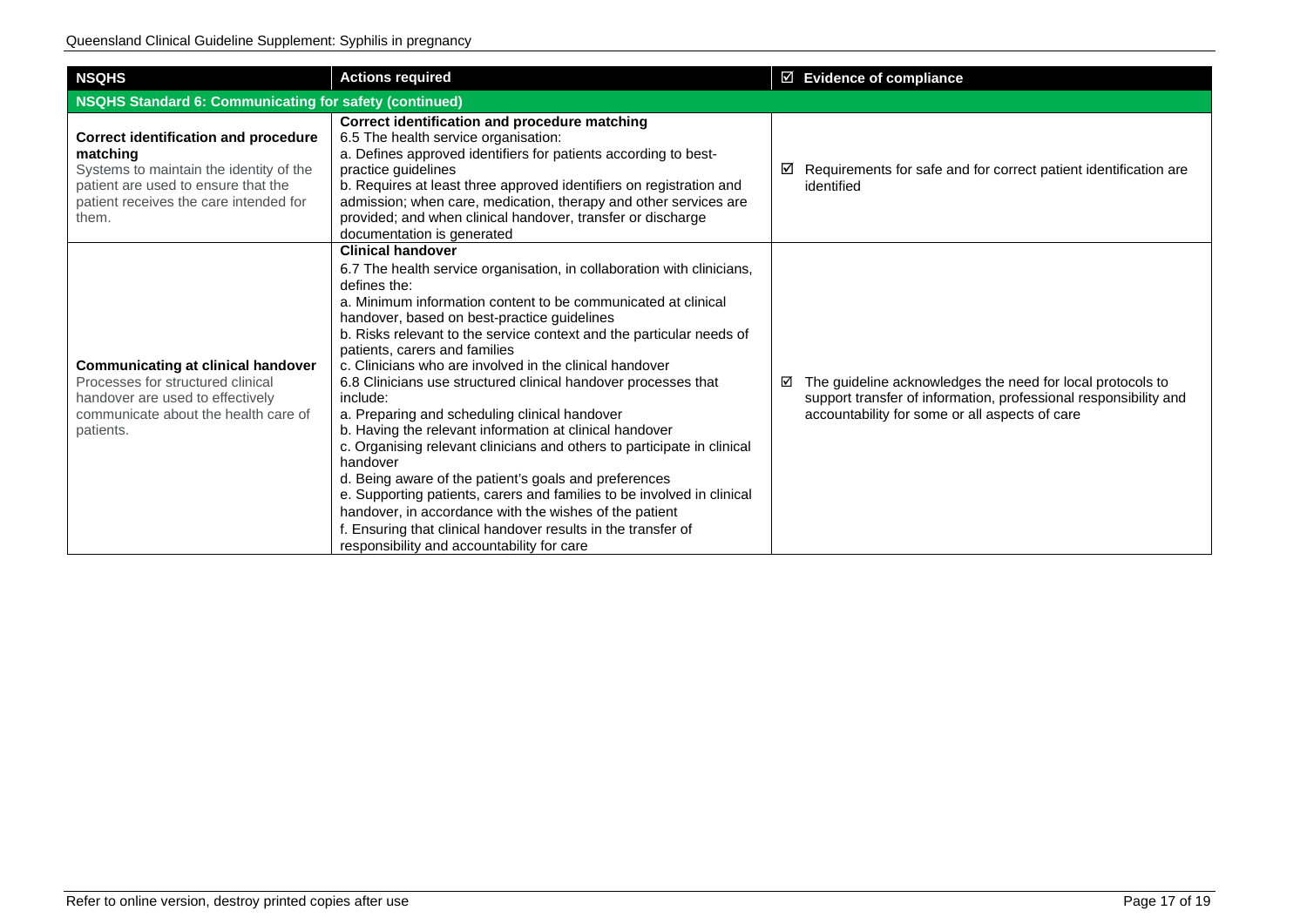| NSQHS | Actions required | ☑ Evidence of compliance |
|---|---|---|
| **NSQHS Standard 6: Communicating for safety (continued)** | | |
| **Correct identification and procedure matching**<br>Systems to maintain the identity of the patient are used to ensure that the patient receives the care intended for them. | **Correct identification and procedure matching**<br>6.5 The health service organisation:<br>a. Defines approved identifiers for patients according to best-practice guidelines<br>b. Requires at least three approved identifiers on registration and admission; when care, medication, therapy and other services are provided; and when clinical handover, transfer or discharge documentation is generated | ☑ Requirements for safe and for correct patient identification are identified |
| **Communicating at clinical handover**<br>Processes for structured clinical handover are used to effectively communicate about the health care of patients. | **Clinical handover**<br>6.7 The health service organisation, in collaboration with clinicians, defines the:<br>a. Minimum information content to be communicated at clinical handover, based on best-practice guidelines<br>b. Risks relevant to the service context and the particular needs of patients, carers and families<br>c. Clinicians who are involved in the clinical handover<br>6.8 Clinicians use structured clinical handover processes that include:<br>a. Preparing and scheduling clinical handover<br>b. Having the relevant information at clinical handover<br>c. Organising relevant clinicians and others to participate in clinical handover<br>d. Being aware of the patient's goals and preferences<br>e. Supporting patients, carers and families to be involved in clinical handover, in accordance with the wishes of the patient<br>f. Ensuring that clinical handover results in the transfer of responsibility and accountability for care | ☑ The guideline acknowledges the need for local protocols to support transfer of information, professional responsibility and accountability for some or all aspects of care |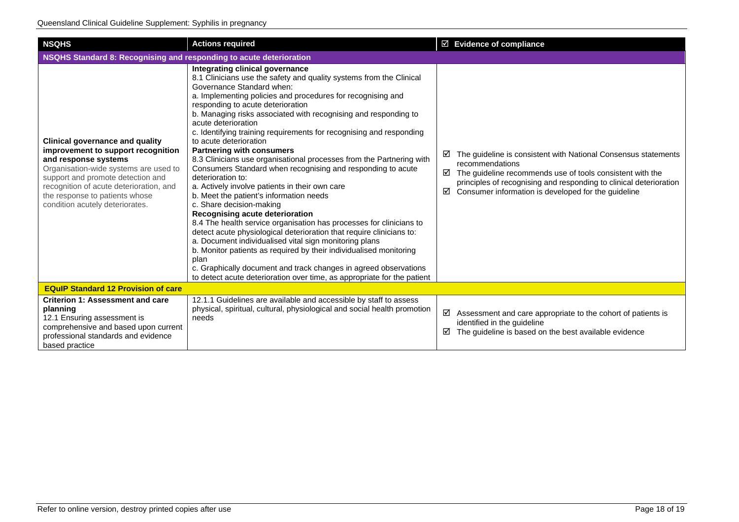| NSQHS | Actions required | ☑ Evidence of compliance |
|---|---|---|
| **NSQHS Standard 8: Recognising and responding to acute deterioration** | | |
| **Clinical governance and quality improvement to support recognition and response systems**<br>Organisation-wide systems are used to support and promote detection and recognition of acute deterioration, and the response to patients whose condition acutely deteriorates. | **Integrating clinical governance**<br>8.1 Clinicians use the safety and quality systems from the Clinical Governance Standard when:<br>a. Implementing policies and procedures for recognising and responding to acute deterioration<br>b. Managing risks associated with recognising and responding to acute deterioration<br>c. Identifying training requirements for recognising and responding to acute deterioration<br>**Partnering with consumers**<br>8.3 Clinicians use organisational processes from the Partnering with Consumers Standard when recognising and responding to acute deterioration to:<br>a. Actively involve patients in their own care<br>b. Meet the patient's information needs<br>c. Share decision-making<br>**Recognising acute deterioration**<br>8.4 The health service organisation has processes for clinicians to detect acute physiological deterioration that require clinicians to:<br>a. Document individualised vital sign monitoring plans<br>b. Monitor patients as required by their individualised monitoring plan<br>c. Graphically document and track changes in agreed observations to detect acute deterioration over time, as appropriate for the patient | ☑ The guideline is consistent with National Consensus statements recommendations<br>☑ The guideline recommends use of tools consistent with the principles of recognising and responding to clinical deterioration<br>☑ Consumer information is developed for the guideline |
| **EQuIP Standard 12 Provision of care** | | |
| **Criterion 1: Assessment and care planning**<br>12.1 Ensuring assessment is comprehensive and based upon current professional standards and evidence based practice | 12.1.1 Guidelines are available and accessible by staff to assess physical, spiritual, cultural, physiological and social health promotion needs | ☑ Assessment and care appropriate to the cohort of patients is identified in the guideline<br>☑ The guideline is based on the best available evidence |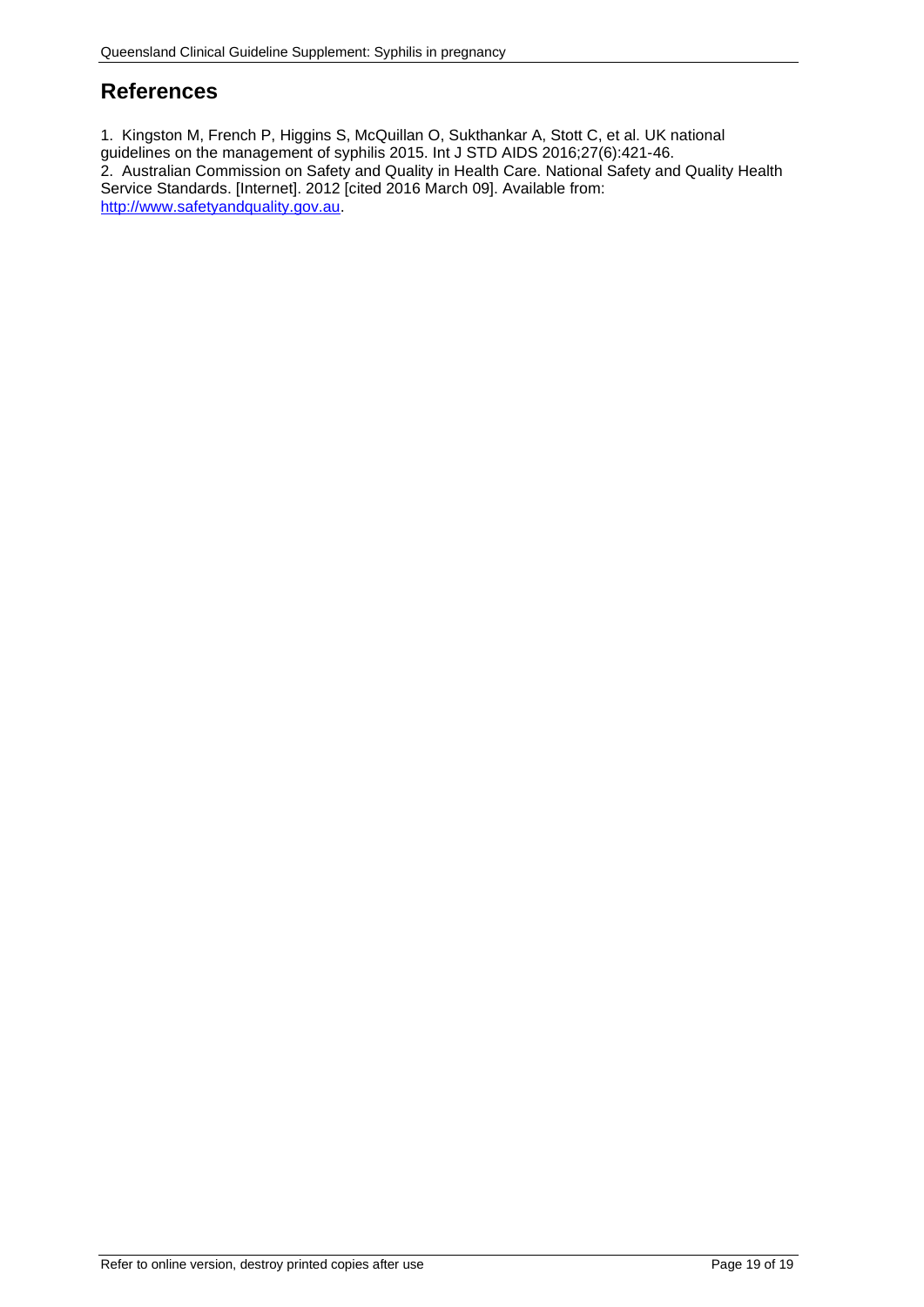## References

1. Kingston M, French P, Higgins S, McQuillan O, Sukthankar A, Stott C, et al. UK national guidelines on the management of syphilis 2015. Int J STD AIDS 2016;27(6):421-46.
2. Australian Commission on Safety and Quality in Health Care. National Safety and Quality Health Service Standards. [Internet]. 2012 [cited 2016 March 09]. Available from: http://www.safetyandquality.gov.au.